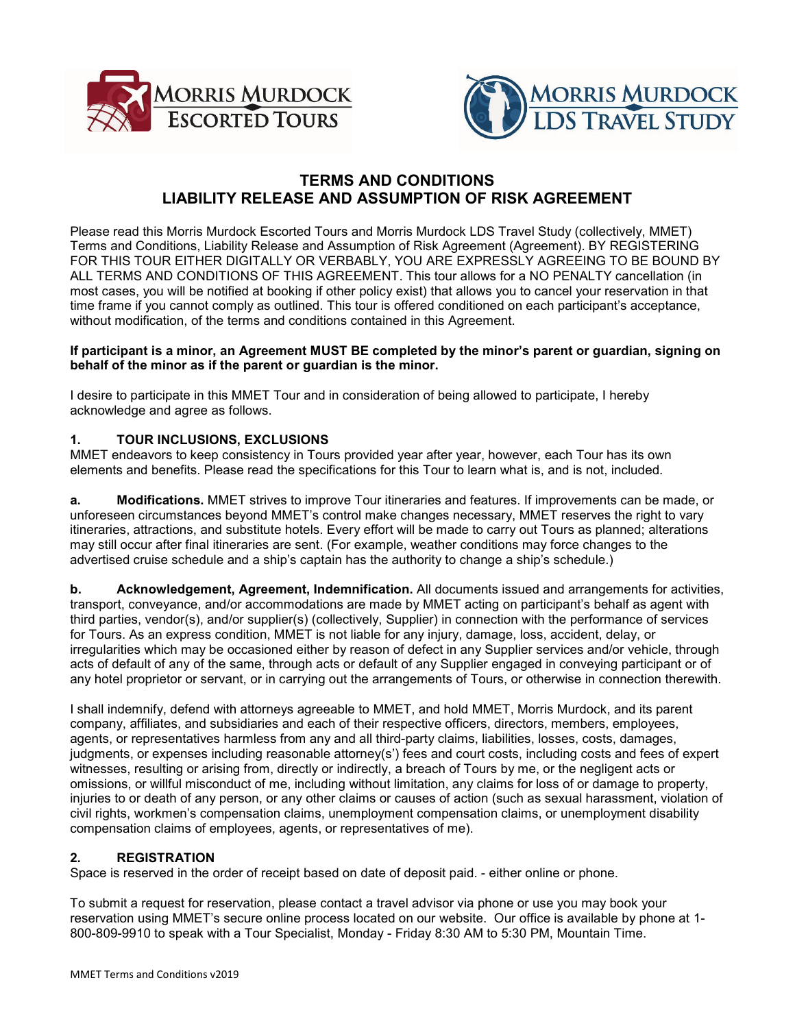# TERMS AND CONDITIONS
# LIABILITY RELEASE AND ASSUMPTION OF RISK AGREEMENT

Please read this Morris Murdock Escorted Tours and Morris Murdock LDS Travel Study (collectively, MMET) Terms and Conditions, Liability Release and Assumption of Risk Agreement (Agreement). BY REGISTERING FOR THIS TOUR EITHER DIGITALLY OR VERBABLY, YOU ARE EXPRESSLY AGREEING TO BE BOUND BY ALL TERMS AND CONDITIONS OF THIS AGREEMENT. This tour allows for a NO PENALTY cancellation (in most cases, you will be notified at booking if other policy exist) that allows you to cancel your reservation in that time frame if you cannot comply as outlined. This tour is offered conditioned on each participant's acceptance, without modification, of the terms and conditions contained in this Agreement.

**If participant is a minor, an Agreement MUST BE completed by the minor's parent or guardian, signing on behalf of the minor as if the parent or guardian is the minor.**

I desire to participate in this MMET Tour and in consideration of being allowed to participate, I hereby acknowledge and agree as follows.

## 1. TOUR INCLUSIONS, EXCLUSIONS

MMET endeavors to keep consistency in Tours provided year after year, however, each Tour has its own elements and benefits. Please read the specifications for this Tour to learn what is, and is not, included.

**a. Modifications.** MMET strives to improve Tour itineraries and features. If improvements can be made, or unforeseen circumstances beyond MMET's control make changes necessary, MMET reserves the right to vary itineraries, attractions, and substitute hotels. Every effort will be made to carry out Tours as planned; alterations may still occur after final itineraries are sent. (For example, weather conditions may force changes to the advertised cruise schedule and a ship's captain has the authority to change a ship's schedule.)

**b. Acknowledgement, Agreement, Indemnification.** All documents issued and arrangements for activities, transport, conveyance, and/or accommodations are made by MMET acting on participant's behalf as agent with third parties, vendor(s), and/or supplier(s) (collectively, Supplier) in connection with the performance of services for Tours. As an express condition, MMET is not liable for any injury, damage, loss, accident, delay, or irregularities which may be occasioned either by reason of defect in any Supplier services and/or vehicle, through acts of default of any of the same, through acts or default of any Supplier engaged in conveying participant or of any hotel proprietor or servant, or in carrying out the arrangements of Tours, or otherwise in connection therewith.

I shall indemnify, defend with attorneys agreeable to MMET, and hold MMET, Morris Murdock, and its parent company, affiliates, and subsidiaries and each of their respective officers, directors, members, employees, agents, or representatives harmless from any and all third-party claims, liabilities, losses, costs, damages, judgments, or expenses including reasonable attorney(s') fees and court costs, including costs and fees of expert witnesses, resulting or arising from, directly or indirectly, a breach of Tours by me, or the negligent acts or omissions, or willful misconduct of me, including without limitation, any claims for loss of or damage to property, injuries to or death of any person, or any other claims or causes of action (such as sexual harassment, violation of civil rights, workmen's compensation claims, unemployment compensation claims, or unemployment disability compensation claims of employees, agents, or representatives of me).

## 2. REGISTRATION

Space is reserved in the order of receipt based on date of deposit paid. - either online or phone.

To submit a request for reservation, please contact a travel advisor via phone or use you may book your reservation using MMET's secure online process located on our website. Our office is available by phone at 1-800-809-9910 to speak with a Tour Specialist, Monday - Friday 8:30 AM to 5:30 PM, Mountain Time.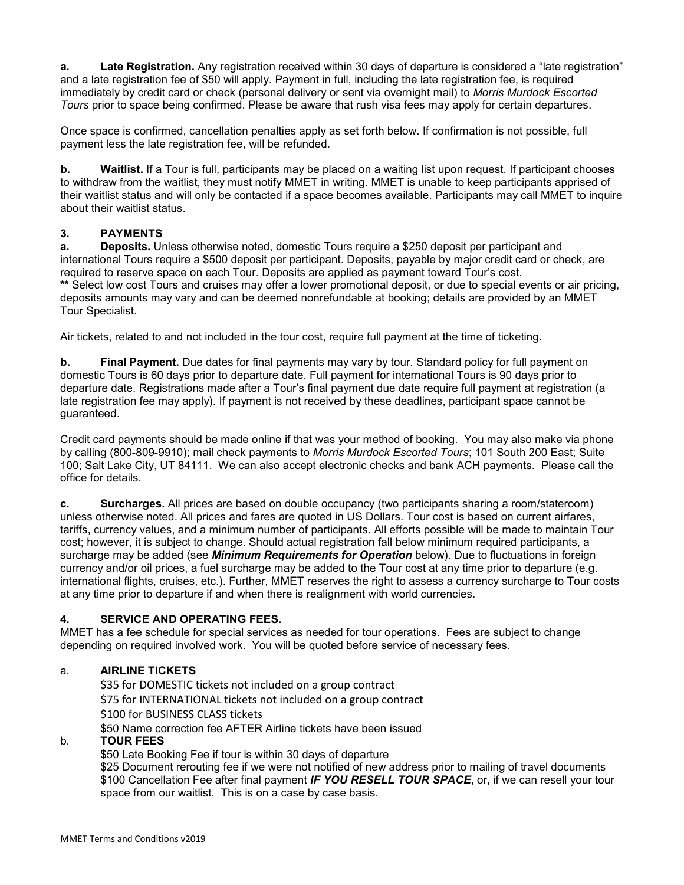**a. Late Registration.** Any registration received within 30 days of departure is considered a "late registration" and a late registration fee of $50 will apply. Payment in full, including the late registration fee, is required immediately by credit card or check (personal delivery or sent via overnight mail) to *Morris Murdock Escorted Tours* prior to space being confirmed. Please be aware that rush visa fees may apply for certain departures.

Once space is confirmed, cancellation penalties apply as set forth below. If confirmation is not possible, full payment less the late registration fee, will be refunded.

**b. Waitlist.** If a Tour is full, participants may be placed on a waiting list upon request. If participant chooses to withdraw from the waitlist, they must notify MMET in writing. MMET is unable to keep participants apprised of their waitlist status and will only be contacted if a space becomes available. Participants may call MMET to inquire about their waitlist status.

## 3. PAYMENTS

**a. Deposits.** Unless otherwise noted, domestic Tours require a $250 deposit per participant and international Tours require a $500 deposit per participant. Deposits, payable by major credit card or check, are required to reserve space on each Tour. Deposits are applied as payment toward Tour's cost.
**\*\*** Select low cost Tours and cruises may offer a lower promotional deposit, or due to special events or air pricing, deposits amounts may vary and can be deemed nonrefundable at booking; details are provided by an MMET Tour Specialist.

Air tickets, related to and not included in the tour cost, require full payment at the time of ticketing.

**b. Final Payment.** Due dates for final payments may vary by tour. Standard policy for full payment on domestic Tours is 60 days prior to departure date. Full payment for international Tours is 90 days prior to departure date. Registrations made after a Tour's final payment due date require full payment at registration (a late registration fee may apply). If payment is not received by these deadlines, participant space cannot be guaranteed.

Credit card payments should be made online if that was your method of booking. You may also make via phone by calling (800-809-9910); mail check payments to *Morris Murdock Escorted Tours*; 101 South 200 East; Suite 100; Salt Lake City, UT 84111. We can also accept electronic checks and bank ACH payments. Please call the office for details.

**c. Surcharges.** All prices are based on double occupancy (two participants sharing a room/stateroom) unless otherwise noted. All prices and fares are quoted in US Dollars. Tour cost is based on current airfares, tariffs, currency values, and a minimum number of participants. All efforts possible will be made to maintain Tour cost; however, it is subject to change. Should actual registration fall below minimum required participants, a surcharge may be added (see ***Minimum Requirements for Operation*** below). Due to fluctuations in foreign currency and/or oil prices, a fuel surcharge may be added to the Tour cost at any time prior to departure (e.g. international flights, cruises, etc.). Further, MMET reserves the right to assess a currency surcharge to Tour costs at any time prior to departure if and when there is realignment with world currencies.

## 4. SERVICE AND OPERATING FEES.

MMET has a fee schedule for special services as needed for tour operations. Fees are subject to change depending on required involved work. You will be quoted before service of necessary fees.

a. **AIRLINE TICKETS**

$35 for DOMESTIC tickets not included on a group contract
$75 for INTERNATIONAL tickets not included on a group contract
$100 for BUSINESS CLASS tickets
$50 Name correction fee AFTER Airline tickets have been issued

b. **TOUR FEES**

$50 Late Booking Fee if tour is within 30 days of departure
$25 Document rerouting fee if we were not notified of new address prior to mailing of travel documents
$100 Cancellation Fee after final payment ***IF YOU RESELL TOUR SPACE***, or, if we can resell your tour space from our waitlist. This is on a case by case basis.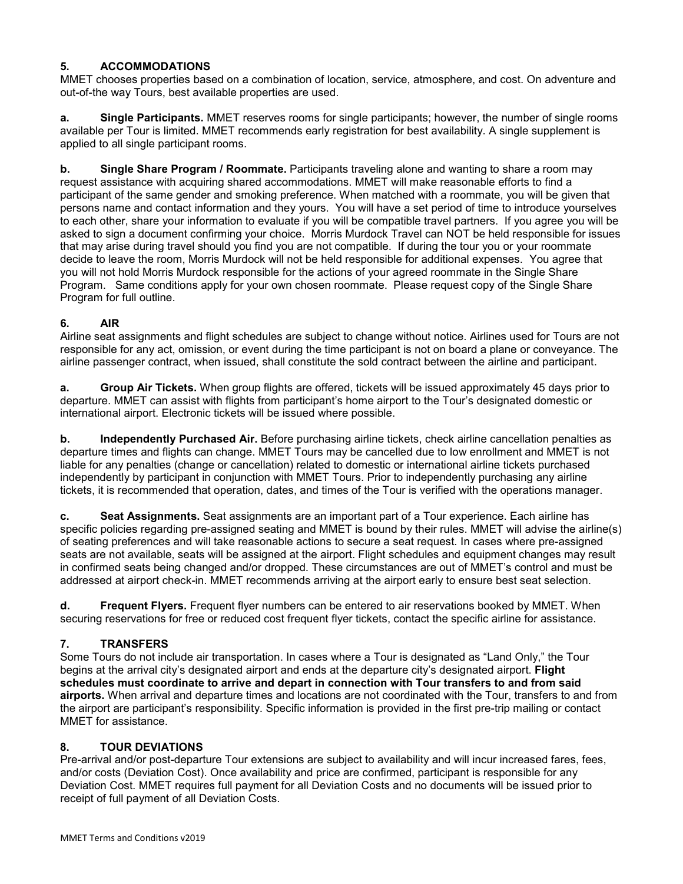## 5. ACCOMMODATIONS

MMET chooses properties based on a combination of location, service, atmosphere, and cost. On adventure and out-of-the way Tours, best available properties are used.

**a. Single Participants.** MMET reserves rooms for single participants; however, the number of single rooms available per Tour is limited. MMET recommends early registration for best availability. A single supplement is applied to all single participant rooms.

**b. Single Share Program / Roommate.** Participants traveling alone and wanting to share a room may request assistance with acquiring shared accommodations. MMET will make reasonable efforts to find a participant of the same gender and smoking preference. When matched with a roommate, you will be given that persons name and contact information and they yours. You will have a set period of time to introduce yourselves to each other, share your information to evaluate if you will be compatible travel partners. If you agree you will be asked to sign a document confirming your choice. Morris Murdock Travel can NOT be held responsible for issues that may arise during travel should you find you are not compatible. If during the tour you or your roommate decide to leave the room, Morris Murdock will not be held responsible for additional expenses. You agree that you will not hold Morris Murdock responsible for the actions of your agreed roommate in the Single Share Program. Same conditions apply for your own chosen roommate. Please request copy of the Single Share Program for full outline.

## 6. AIR

Airline seat assignments and flight schedules are subject to change without notice. Airlines used for Tours are not responsible for any act, omission, or event during the time participant is not on board a plane or conveyance. The airline passenger contract, when issued, shall constitute the sold contract between the airline and participant.

**a. Group Air Tickets.** When group flights are offered, tickets will be issued approximately 45 days prior to departure. MMET can assist with flights from participant's home airport to the Tour's designated domestic or international airport. Electronic tickets will be issued where possible.

**b. Independently Purchased Air.** Before purchasing airline tickets, check airline cancellation penalties as departure times and flights can change. MMET Tours may be cancelled due to low enrollment and MMET is not liable for any penalties (change or cancellation) related to domestic or international airline tickets purchased independently by participant in conjunction with MMET Tours. Prior to independently purchasing any airline tickets, it is recommended that operation, dates, and times of the Tour is verified with the operations manager.

**c. Seat Assignments.** Seat assignments are an important part of a Tour experience. Each airline has specific policies regarding pre-assigned seating and MMET is bound by their rules. MMET will advise the airline(s) of seating preferences and will take reasonable actions to secure a seat request. In cases where pre-assigned seats are not available, seats will be assigned at the airport. Flight schedules and equipment changes may result in confirmed seats being changed and/or dropped. These circumstances are out of MMET's control and must be addressed at airport check-in. MMET recommends arriving at the airport early to ensure best seat selection.

**d. Frequent Flyers.** Frequent flyer numbers can be entered to air reservations booked by MMET. When securing reservations for free or reduced cost frequent flyer tickets, contact the specific airline for assistance.

## 7. TRANSFERS

Some Tours do not include air transportation. In cases where a Tour is designated as "Land Only," the Tour begins at the arrival city's designated airport and ends at the departure city's designated airport. **Flight schedules must coordinate to arrive and depart in connection with Tour transfers to and from said airports.** When arrival and departure times and locations are not coordinated with the Tour, transfers to and from the airport are participant's responsibility. Specific information is provided in the first pre-trip mailing or contact MMET for assistance.

## 8. TOUR DEVIATIONS

Pre-arrival and/or post-departure Tour extensions are subject to availability and will incur increased fares, fees, and/or costs (Deviation Cost). Once availability and price are confirmed, participant is responsible for any Deviation Cost. MMET requires full payment for all Deviation Costs and no documents will be issued prior to receipt of full payment of all Deviation Costs.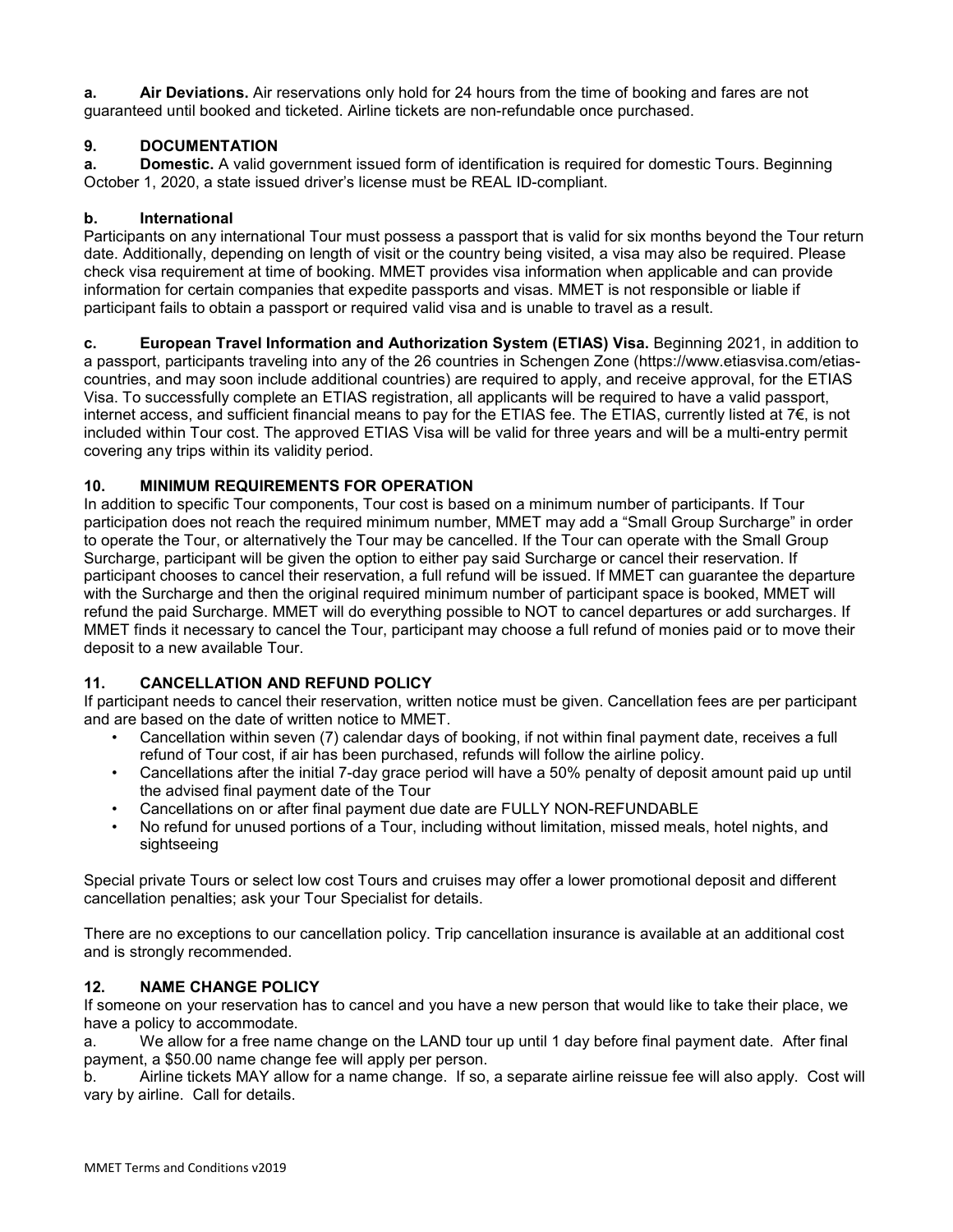**a. Air Deviations.** Air reservations only hold for 24 hours from the time of booking and fares are not guaranteed until booked and ticketed. Airline tickets are non-refundable once purchased.

## 9. DOCUMENTATION

**a. Domestic.** A valid government issued form of identification is required for domestic Tours. Beginning October 1, 2020, a state issued driver's license must be REAL ID-compliant.

**b. International**

Participants on any international Tour must possess a passport that is valid for six months beyond the Tour return date. Additionally, depending on length of visit or the country being visited, a visa may also be required. Please check visa requirement at time of booking. MMET provides visa information when applicable and can provide information for certain companies that expedite passports and visas. MMET is not responsible or liable if participant fails to obtain a passport or required valid visa and is unable to travel as a result.

**c. European Travel Information and Authorization System (ETIAS) Visa.** Beginning 2021, in addition to a passport, participants traveling into any of the 26 countries in Schengen Zone (https://www.etiasvisa.com/etias-countries, and may soon include additional countries) are required to apply, and receive approval, for the ETIAS Visa. To successfully complete an ETIAS registration, all applicants will be required to have a valid passport, internet access, and sufficient financial means to pay for the ETIAS fee. The ETIAS, currently listed at 7€, is not included within Tour cost. The approved ETIAS Visa will be valid for three years and will be a multi-entry permit covering any trips within its validity period.

## 10. MINIMUM REQUIREMENTS FOR OPERATION

In addition to specific Tour components, Tour cost is based on a minimum number of participants. If Tour participation does not reach the required minimum number, MMET may add a "Small Group Surcharge" in order to operate the Tour, or alternatively the Tour may be cancelled. If the Tour can operate with the Small Group Surcharge, participant will be given the option to either pay said Surcharge or cancel their reservation. If participant chooses to cancel their reservation, a full refund will be issued. If MMET can guarantee the departure with the Surcharge and then the original required minimum number of participant space is booked, MMET will refund the paid Surcharge. MMET will do everything possible to NOT to cancel departures or add surcharges. If MMET finds it necessary to cancel the Tour, participant may choose a full refund of monies paid or to move their deposit to a new available Tour.

## 11. CANCELLATION AND REFUND POLICY

If participant needs to cancel their reservation, written notice must be given. Cancellation fees are per participant and are based on the date of written notice to MMET.

- Cancellation within seven (7) calendar days of booking, if not within final payment date, receives a full refund of Tour cost, if air has been purchased, refunds will follow the airline policy.
- Cancellations after the initial 7-day grace period will have a 50% penalty of deposit amount paid up until the advised final payment date of the Tour
- Cancellations on or after final payment due date are FULLY NON-REFUNDABLE
- No refund for unused portions of a Tour, including without limitation, missed meals, hotel nights, and sightseeing

Special private Tours or select low cost Tours and cruises may offer a lower promotional deposit and different cancellation penalties; ask your Tour Specialist for details.

There are no exceptions to our cancellation policy. Trip cancellation insurance is available at an additional cost and is strongly recommended.

## 12. NAME CHANGE POLICY

If someone on your reservation has to cancel and you have a new person that would like to take their place, we have a policy to accommodate.

a. We allow for a free name change on the LAND tour up until 1 day before final payment date. After final payment, a $50.00 name change fee will apply per person.

b. Airline tickets MAY allow for a name change. If so, a separate airline reissue fee will also apply. Cost will vary by airline. Call for details.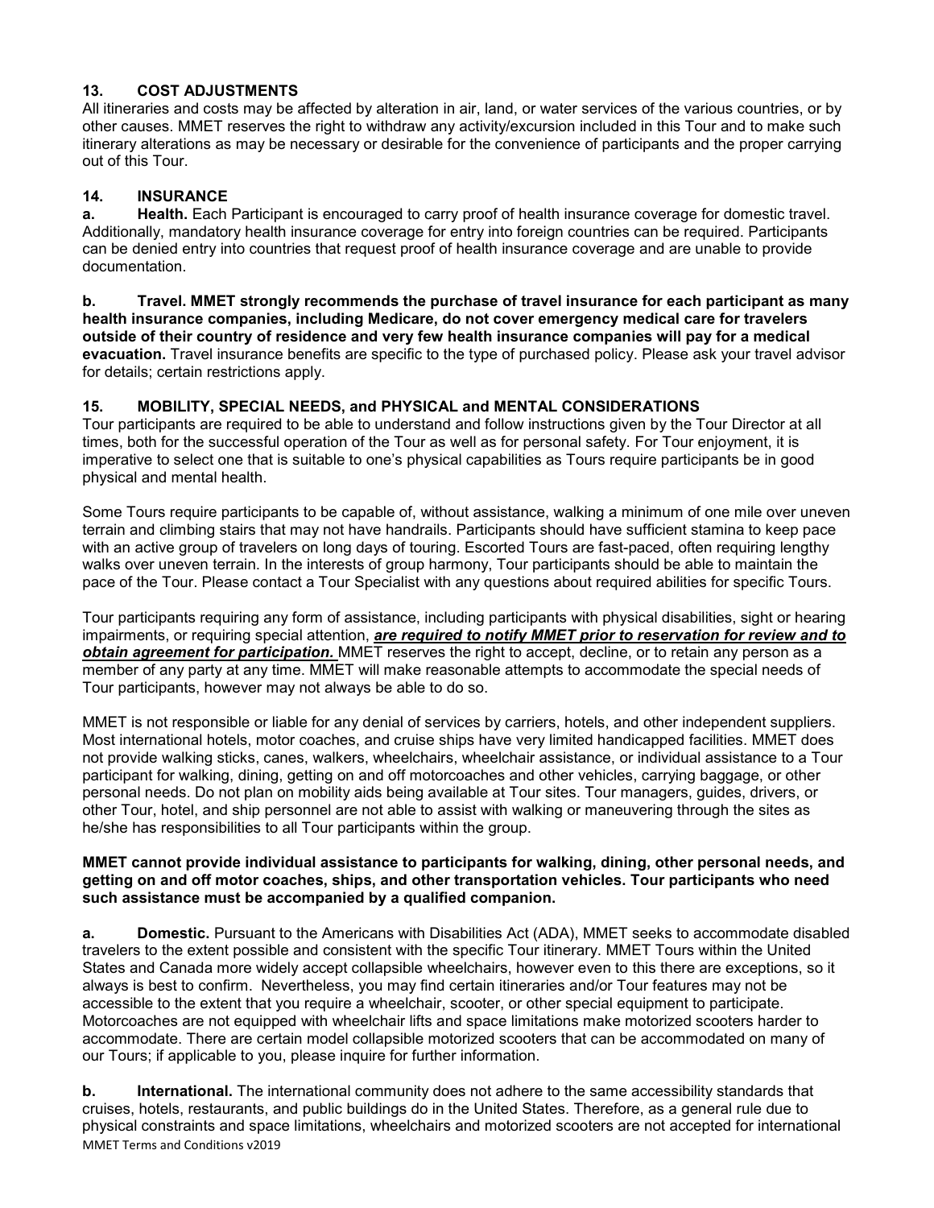## 13. COST ADJUSTMENTS

All itineraries and costs may be affected by alteration in air, land, or water services of the various countries, or by other causes. MMET reserves the right to withdraw any activity/excursion included in this Tour and to make such itinerary alterations as may be necessary or desirable for the convenience of participants and the proper carrying out of this Tour.

## 14. INSURANCE

**a. Health.** Each Participant is encouraged to carry proof of health insurance coverage for domestic travel. Additionally, mandatory health insurance coverage for entry into foreign countries can be required. Participants can be denied entry into countries that request proof of health insurance coverage and are unable to provide documentation.

**b. Travel. MMET strongly recommends the purchase of travel insurance for each participant as many health insurance companies, including Medicare, do not cover emergency medical care for travelers outside of their country of residence and very few health insurance companies will pay for a medical evacuation.** Travel insurance benefits are specific to the type of purchased policy. Please ask your travel advisor for details; certain restrictions apply.

## 15. MOBILITY, SPECIAL NEEDS, and PHYSICAL and MENTAL CONSIDERATIONS

Tour participants are required to be able to understand and follow instructions given by the Tour Director at all times, both for the successful operation of the Tour as well as for personal safety. For Tour enjoyment, it is imperative to select one that is suitable to one's physical capabilities as Tours require participants be in good physical and mental health.

Some Tours require participants to be capable of, without assistance, walking a minimum of one mile over uneven terrain and climbing stairs that may not have handrails. Participants should have sufficient stamina to keep pace with an active group of travelers on long days of touring. Escorted Tours are fast-paced, often requiring lengthy walks over uneven terrain. In the interests of group harmony, Tour participants should be able to maintain the pace of the Tour. Please contact a Tour Specialist with any questions about required abilities for specific Tours.

Tour participants requiring any form of assistance, including participants with physical disabilities, sight or hearing impairments, or requiring special attention, ***are required to notify MMET prior to reservation for review and to obtain agreement for participation.*** MMET reserves the right to accept, decline, or to retain any person as a member of any party at any time. MMET will make reasonable attempts to accommodate the special needs of Tour participants, however may not always be able to do so.

MMET is not responsible or liable for any denial of services by carriers, hotels, and other independent suppliers. Most international hotels, motor coaches, and cruise ships have very limited handicapped facilities. MMET does not provide walking sticks, canes, walkers, wheelchairs, wheelchair assistance, or individual assistance to a Tour participant for walking, dining, getting on and off motorcoaches and other vehicles, carrying baggage, or other personal needs. Do not plan on mobility aids being available at Tour sites. Tour managers, guides, drivers, or other Tour, hotel, and ship personnel are not able to assist with walking or maneuvering through the sites as he/she has responsibilities to all Tour participants within the group.

**MMET cannot provide individual assistance to participants for walking, dining, other personal needs, and getting on and off motor coaches, ships, and other transportation vehicles. Tour participants who need such assistance must be accompanied by a qualified companion.**

**a. Domestic.** Pursuant to the Americans with Disabilities Act (ADA), MMET seeks to accommodate disabled travelers to the extent possible and consistent with the specific Tour itinerary. MMET Tours within the United States and Canada more widely accept collapsible wheelchairs, however even to this there are exceptions, so it always is best to confirm. Nevertheless, you may find certain itineraries and/or Tour features may not be accessible to the extent that you require a wheelchair, scooter, or other special equipment to participate. Motorcoaches are not equipped with wheelchair lifts and space limitations make motorized scooters harder to accommodate. There are certain model collapsible motorized scooters that can be accommodated on many of our Tours; if applicable to you, please inquire for further information.

**b. International.** The international community does not adhere to the same accessibility standards that cruises, hotels, restaurants, and public buildings do in the United States. Therefore, as a general rule due to physical constraints and space limitations, wheelchairs and motorized scooters are not accepted for international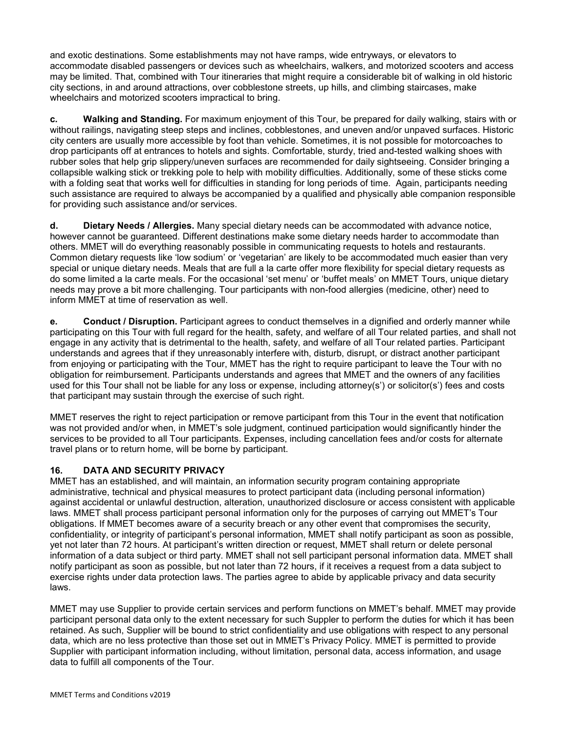and exotic destinations. Some establishments may not have ramps, wide entryways, or elevators to accommodate disabled passengers or devices such as wheelchairs, walkers, and motorized scooters and access may be limited. That, combined with Tour itineraries that might require a considerable bit of walking in old historic city sections, in and around attractions, over cobblestone streets, up hills, and climbing staircases, make wheelchairs and motorized scooters impractical to bring.

**c. Walking and Standing.** For maximum enjoyment of this Tour, be prepared for daily walking, stairs with or without railings, navigating steep steps and inclines, cobblestones, and uneven and/or unpaved surfaces. Historic city centers are usually more accessible by foot than vehicle. Sometimes, it is not possible for motorcoaches to drop participants off at entrances to hotels and sights. Comfortable, sturdy, tried and-tested walking shoes with rubber soles that help grip slippery/uneven surfaces are recommended for daily sightseeing. Consider bringing a collapsible walking stick or trekking pole to help with mobility difficulties. Additionally, some of these sticks come with a folding seat that works well for difficulties in standing for long periods of time. Again, participants needing such assistance are required to always be accompanied by a qualified and physically able companion responsible for providing such assistance and/or services.

**d. Dietary Needs / Allergies.** Many special dietary needs can be accommodated with advance notice, however cannot be guaranteed. Different destinations make some dietary needs harder to accommodate than others. MMET will do everything reasonably possible in communicating requests to hotels and restaurants. Common dietary requests like 'low sodium' or 'vegetarian' are likely to be accommodated much easier than very special or unique dietary needs. Meals that are full a la carte offer more flexibility for special dietary requests as do some limited a la carte meals. For the occasional 'set menu' or 'buffet meals' on MMET Tours, unique dietary needs may prove a bit more challenging. Tour participants with non-food allergies (medicine, other) need to inform MMET at time of reservation as well.

**e. Conduct / Disruption.** Participant agrees to conduct themselves in a dignified and orderly manner while participating on this Tour with full regard for the health, safety, and welfare of all Tour related parties, and shall not engage in any activity that is detrimental to the health, safety, and welfare of all Tour related parties. Participant understands and agrees that if they unreasonably interfere with, disturb, disrupt, or distract another participant from enjoying or participating with the Tour, MMET has the right to require participant to leave the Tour with no obligation for reimbursement. Participants understands and agrees that MMET and the owners of any facilities used for this Tour shall not be liable for any loss or expense, including attorney(s') or solicitor(s') fees and costs that participant may sustain through the exercise of such right.

MMET reserves the right to reject participation or remove participant from this Tour in the event that notification was not provided and/or when, in MMET's sole judgment, continued participation would significantly hinder the services to be provided to all Tour participants. Expenses, including cancellation fees and/or costs for alternate travel plans or to return home, will be borne by participant.

## 16. DATA AND SECURITY PRIVACY

MMET has an established, and will maintain, an information security program containing appropriate administrative, technical and physical measures to protect participant data (including personal information) against accidental or unlawful destruction, alteration, unauthorized disclosure or access consistent with applicable laws. MMET shall process participant personal information only for the purposes of carrying out MMET's Tour obligations. If MMET becomes aware of a security breach or any other event that compromises the security, confidentiality, or integrity of participant's personal information, MMET shall notify participant as soon as possible, yet not later than 72 hours. At participant's written direction or request, MMET shall return or delete personal information of a data subject or third party. MMET shall not sell participant personal information data. MMET shall notify participant as soon as possible, but not later than 72 hours, if it receives a request from a data subject to exercise rights under data protection laws. The parties agree to abide by applicable privacy and data security laws.

MMET may use Supplier to provide certain services and perform functions on MMET's behalf. MMET may provide participant personal data only to the extent necessary for such Suppler to perform the duties for which it has been retained. As such, Supplier will be bound to strict confidentiality and use obligations with respect to any personal data, which are no less protective than those set out in MMET's Privacy Policy. MMET is permitted to provide Supplier with participant information including, without limitation, personal data, access information, and usage data to fulfill all components of the Tour.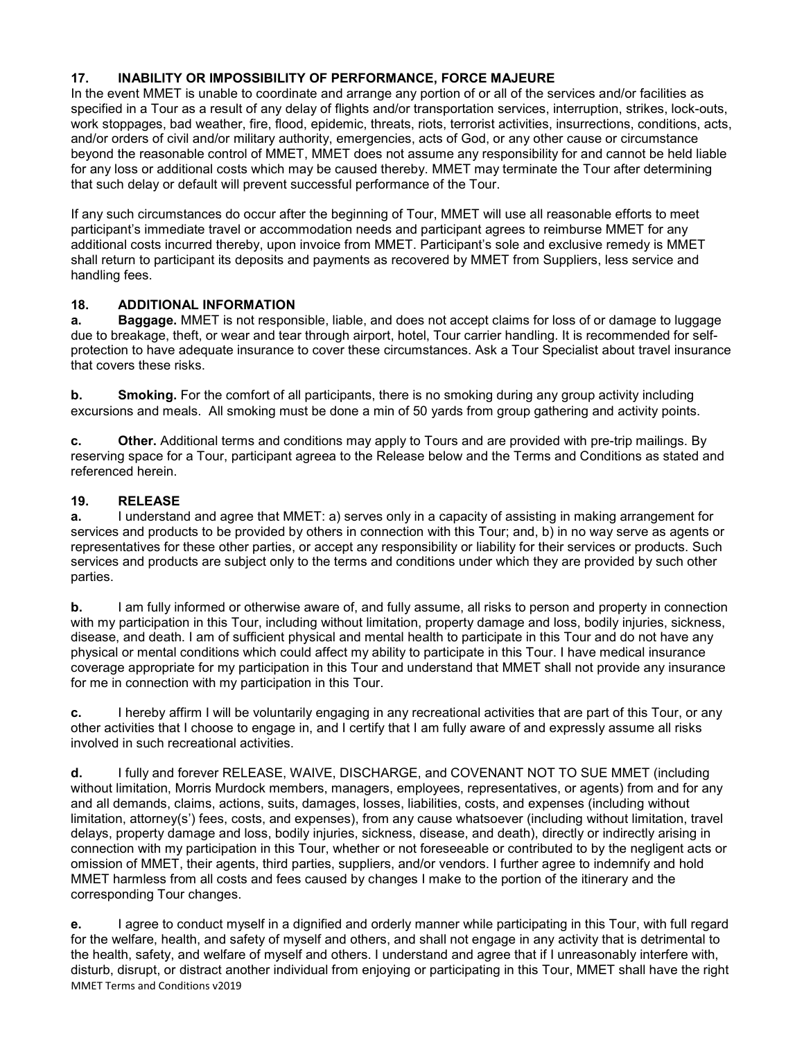## 17. INABILITY OR IMPOSSIBILITY OF PERFORMANCE, FORCE MAJEURE

In the event MMET is unable to coordinate and arrange any portion of or all of the services and/or facilities as specified in a Tour as a result of any delay of flights and/or transportation services, interruption, strikes, lock-outs, work stoppages, bad weather, fire, flood, epidemic, threats, riots, terrorist activities, insurrections, conditions, acts, and/or orders of civil and/or military authority, emergencies, acts of God, or any other cause or circumstance beyond the reasonable control of MMET, MMET does not assume any responsibility for and cannot be held liable for any loss or additional costs which may be caused thereby. MMET may terminate the Tour after determining that such delay or default will prevent successful performance of the Tour.

If any such circumstances do occur after the beginning of Tour, MMET will use all reasonable efforts to meet participant's immediate travel or accommodation needs and participant agrees to reimburse MMET for any additional costs incurred thereby, upon invoice from MMET. Participant's sole and exclusive remedy is MMET shall return to participant its deposits and payments as recovered by MMET from Suppliers, less service and handling fees.

## 18. ADDITIONAL INFORMATION

**a. Baggage.** MMET is not responsible, liable, and does not accept claims for loss of or damage to luggage due to breakage, theft, or wear and tear through airport, hotel, Tour carrier handling. It is recommended for self-protection to have adequate insurance to cover these circumstances. Ask a Tour Specialist about travel insurance that covers these risks.

**b. Smoking.** For the comfort of all participants, there is no smoking during any group activity including excursions and meals. All smoking must be done a min of 50 yards from group gathering and activity points.

**c. Other.** Additional terms and conditions may apply to Tours and are provided with pre-trip mailings. By reserving space for a Tour, participant agreea to the Release below and the Terms and Conditions as stated and referenced herein.

## 19. RELEASE

**a.** I understand and agree that MMET: a) serves only in a capacity of assisting in making arrangement for services and products to be provided by others in connection with this Tour; and, b) in no way serve as agents or representatives for these other parties, or accept any responsibility or liability for their services or products. Such services and products are subject only to the terms and conditions under which they are provided by such other parties.

**b.** I am fully informed or otherwise aware of, and fully assume, all risks to person and property in connection with my participation in this Tour, including without limitation, property damage and loss, bodily injuries, sickness, disease, and death. I am of sufficient physical and mental health to participate in this Tour and do not have any physical or mental conditions which could affect my ability to participate in this Tour. I have medical insurance coverage appropriate for my participation in this Tour and understand that MMET shall not provide any insurance for me in connection with my participation in this Tour.

**c.** I hereby affirm I will be voluntarily engaging in any recreational activities that are part of this Tour, or any other activities that I choose to engage in, and I certify that I am fully aware of and expressly assume all risks involved in such recreational activities.

**d.** I fully and forever RELEASE, WAIVE, DISCHARGE, and COVENANT NOT TO SUE MMET (including without limitation, Morris Murdock members, managers, employees, representatives, or agents) from and for any and all demands, claims, actions, suits, damages, losses, liabilities, costs, and expenses (including without limitation, attorney(s') fees, costs, and expenses), from any cause whatsoever (including without limitation, travel delays, property damage and loss, bodily injuries, sickness, disease, and death), directly or indirectly arising in connection with my participation in this Tour, whether or not foreseeable or contributed to by the negligent acts or omission of MMET, their agents, third parties, suppliers, and/or vendors. I further agree to indemnify and hold MMET harmless from all costs and fees caused by changes I make to the portion of the itinerary and the corresponding Tour changes.

**e.** I agree to conduct myself in a dignified and orderly manner while participating in this Tour, with full regard for the welfare, health, and safety of myself and others, and shall not engage in any activity that is detrimental to the health, safety, and welfare of myself and others. I understand and agree that if I unreasonably interfere with, disturb, disrupt, or distract another individual from enjoying or participating in this Tour, MMET shall have the right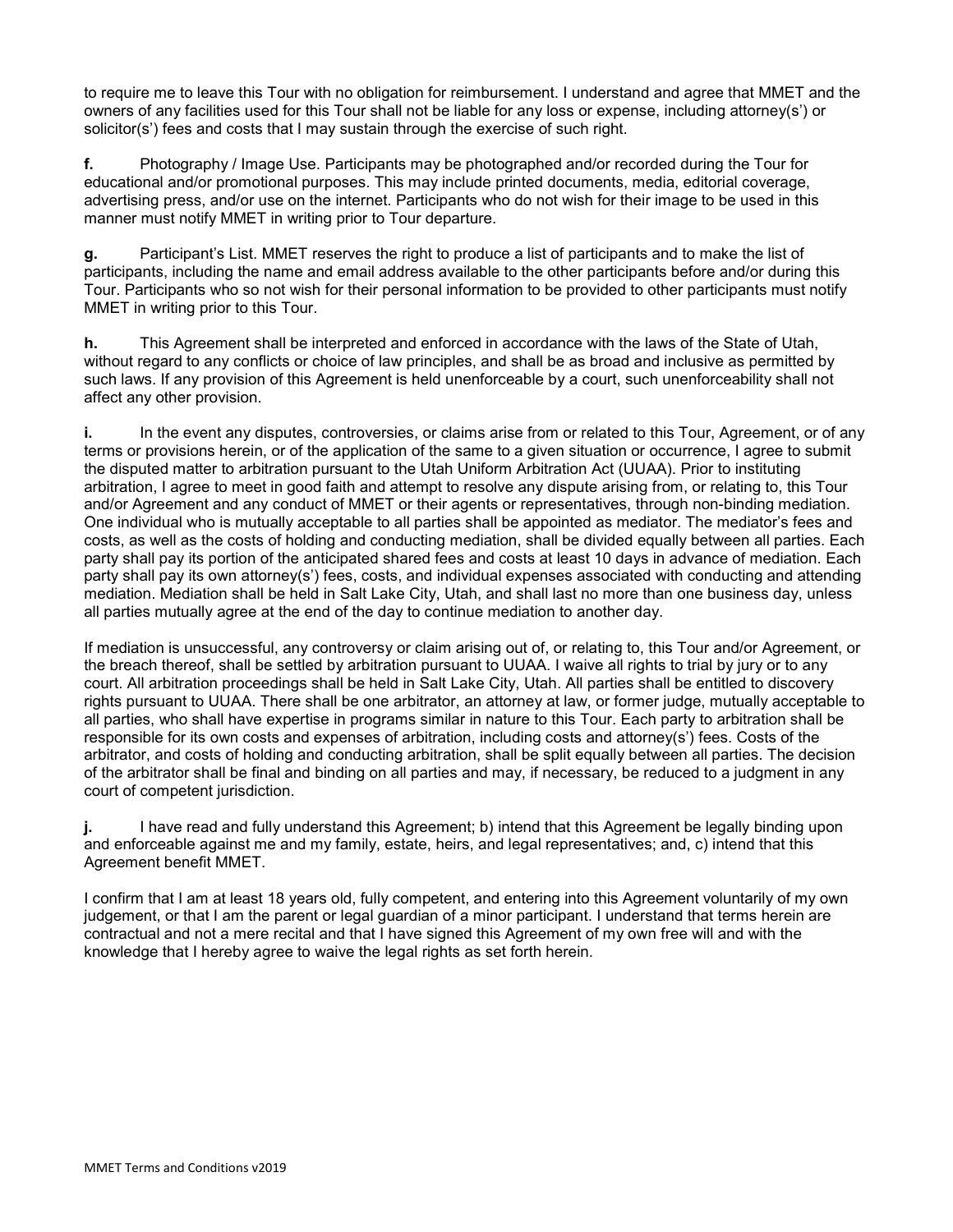to require me to leave this Tour with no obligation for reimbursement. I understand and agree that MMET and the owners of any facilities used for this Tour shall not be liable for any loss or expense, including attorney(s') or solicitor(s') fees and costs that I may sustain through the exercise of such right.

**f.** Photography / Image Use. Participants may be photographed and/or recorded during the Tour for educational and/or promotional purposes. This may include printed documents, media, editorial coverage, advertising press, and/or use on the internet. Participants who do not wish for their image to be used in this manner must notify MMET in writing prior to Tour departure.

**g.** Participant's List. MMET reserves the right to produce a list of participants and to make the list of participants, including the name and email address available to the other participants before and/or during this Tour. Participants who so not wish for their personal information to be provided to other participants must notify MMET in writing prior to this Tour.

**h.** This Agreement shall be interpreted and enforced in accordance with the laws of the State of Utah, without regard to any conflicts or choice of law principles, and shall be as broad and inclusive as permitted by such laws. If any provision of this Agreement is held unenforceable by a court, such unenforceability shall not affect any other provision.

**i.** In the event any disputes, controversies, or claims arise from or related to this Tour, Agreement, or of any terms or provisions herein, or of the application of the same to a given situation or occurrence, I agree to submit the disputed matter to arbitration pursuant to the Utah Uniform Arbitration Act (UUAA). Prior to instituting arbitration, I agree to meet in good faith and attempt to resolve any dispute arising from, or relating to, this Tour and/or Agreement and any conduct of MMET or their agents or representatives, through non-binding mediation. One individual who is mutually acceptable to all parties shall be appointed as mediator. The mediator's fees and costs, as well as the costs of holding and conducting mediation, shall be divided equally between all parties. Each party shall pay its portion of the anticipated shared fees and costs at least 10 days in advance of mediation. Each party shall pay its own attorney(s') fees, costs, and individual expenses associated with conducting and attending mediation. Mediation shall be held in Salt Lake City, Utah, and shall last no more than one business day, unless all parties mutually agree at the end of the day to continue mediation to another day.

If mediation is unsuccessful, any controversy or claim arising out of, or relating to, this Tour and/or Agreement, or the breach thereof, shall be settled by arbitration pursuant to UUAA. I waive all rights to trial by jury or to any court. All arbitration proceedings shall be held in Salt Lake City, Utah. All parties shall be entitled to discovery rights pursuant to UUAA. There shall be one arbitrator, an attorney at law, or former judge, mutually acceptable to all parties, who shall have expertise in programs similar in nature to this Tour. Each party to arbitration shall be responsible for its own costs and expenses of arbitration, including costs and attorney(s') fees. Costs of the arbitrator, and costs of holding and conducting arbitration, shall be split equally between all parties. The decision of the arbitrator shall be final and binding on all parties and may, if necessary, be reduced to a judgment in any court of competent jurisdiction.

**j.** I have read and fully understand this Agreement; b) intend that this Agreement be legally binding upon and enforceable against me and my family, estate, heirs, and legal representatives; and, c) intend that this Agreement benefit MMET.

I confirm that I am at least 18 years old, fully competent, and entering into this Agreement voluntarily of my own judgement, or that I am the parent or legal guardian of a minor participant. I understand that terms herein are contractual and not a mere recital and that I have signed this Agreement of my own free will and with the knowledge that I hereby agree to waive the legal rights as set forth herein.